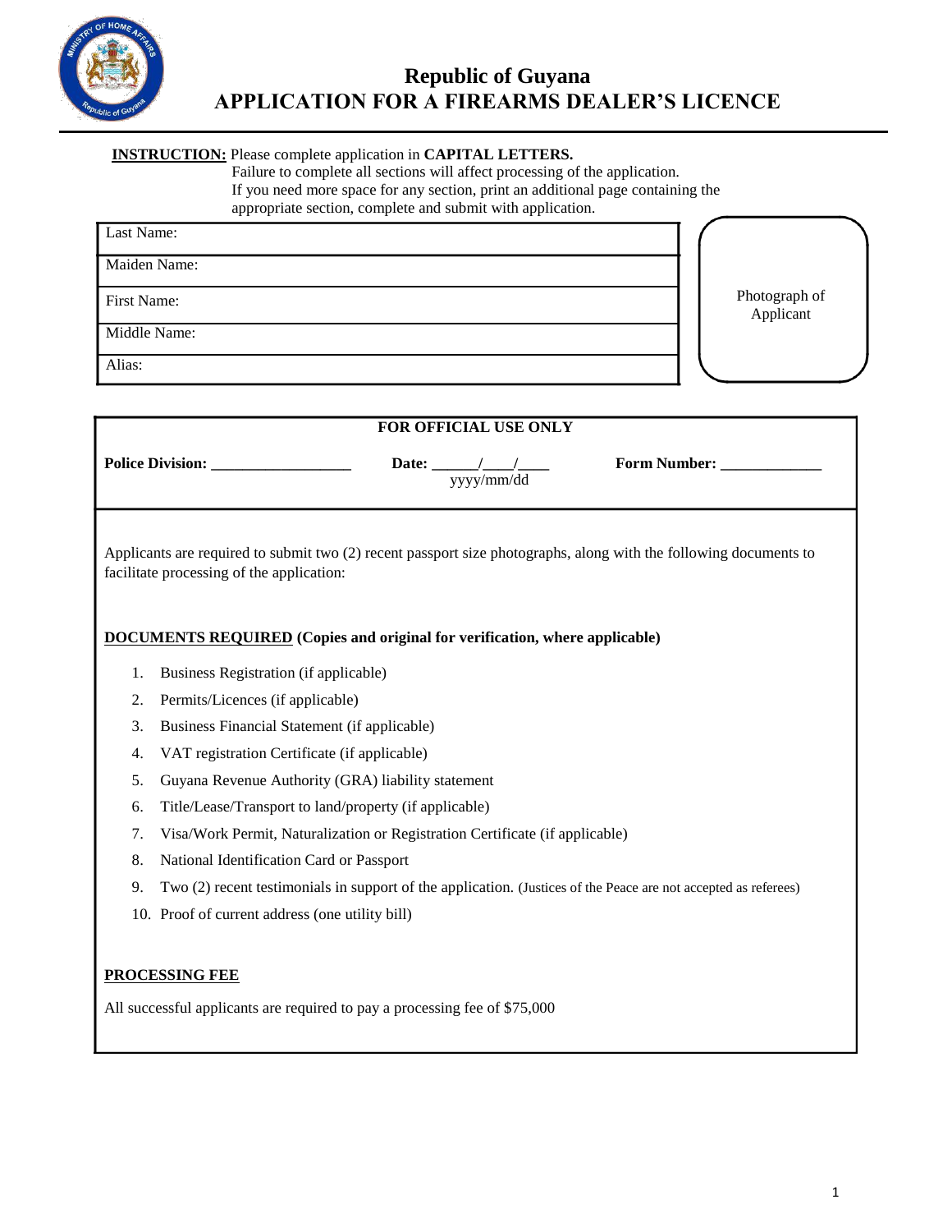# Republic of Guyana
# APPLICATION FOR A FIREARMS DEALER'S LICENCE

**INSTRUCTION:** Please complete application in **CAPITAL LETTERS.**
Failure to complete all sections will affect processing of the application.
If you need more space for any section, print an additional page containing the appropriate section, complete and submit with application.

| | |
|---|---|
| Last Name: | Photograph of Applicant |
| Maiden Name: | |
| First Name: | |
| Middle Name: | |
| Alias: | |

**FOR OFFICIAL USE ONLY**

**Police Division:** __________________ **Date:** ______/____/____ (yyyy/mm/dd) **Form Number:** _____________

Applicants are required to submit two (2) recent passport size photographs, along with the following documents to facilitate processing of the application:

**DOCUMENTS REQUIRED (Copies and original for verification, where applicable)**

1. Business Registration (if applicable)
2. Permits/Licences (if applicable)
3. Business Financial Statement (if applicable)
4. VAT registration Certificate (if applicable)
5. Guyana Revenue Authority (GRA) liability statement
6. Title/Lease/Transport to land/property (if applicable)
7. Visa/Work Permit, Naturalization or Registration Certificate (if applicable)
8. National Identification Card or Passport
9. Two (2) recent testimonials in support of the application. (Justices of the Peace are not accepted as referees)
10. Proof of current address (one utility bill)

**PROCESSING FEE**

All successful applicants are required to pay a processing fee of $75,000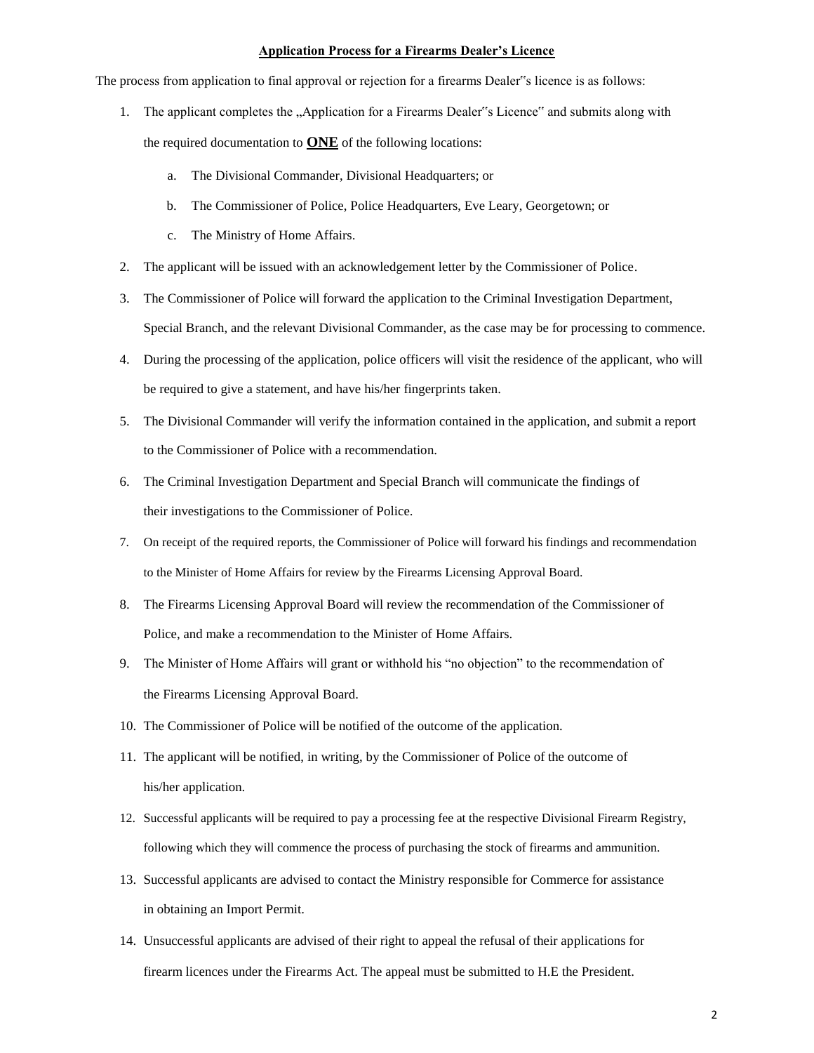**Application Process for a Firearms Dealer's Licence**

The process from application to final approval or rejection for a firearms Dealer"s licence is as follows:

1. The applicant completes the „Application for a Firearms Dealer"s Licence" and submits along with the required documentation to **ONE** of the following locations:
    a. The Divisional Commander, Divisional Headquarters; or
    b. The Commissioner of Police, Police Headquarters, Eve Leary, Georgetown; or
    c. The Ministry of Home Affairs.
2. The applicant will be issued with an acknowledgement letter by the Commissioner of Police.
3. The Commissioner of Police will forward the application to the Criminal Investigation Department, Special Branch, and the relevant Divisional Commander, as the case may be for processing to commence.
4. During the processing of the application, police officers will visit the residence of the applicant, who will be required to give a statement, and have his/her fingerprints taken.
5. The Divisional Commander will verify the information contained in the application, and submit a report to the Commissioner of Police with a recommendation.
6. The Criminal Investigation Department and Special Branch will communicate the findings of their investigations to the Commissioner of Police.
7. On receipt of the required reports, the Commissioner of Police will forward his findings and recommendation to the Minister of Home Affairs for review by the Firearms Licensing Approval Board.
8. The Firearms Licensing Approval Board will review the recommendation of the Commissioner of Police, and make a recommendation to the Minister of Home Affairs.
9. The Minister of Home Affairs will grant or withhold his "no objection" to the recommendation of the Firearms Licensing Approval Board.
10. The Commissioner of Police will be notified of the outcome of the application.
11. The applicant will be notified, in writing, by the Commissioner of Police of the outcome of his/her application.
12. Successful applicants will be required to pay a processing fee at the respective Divisional Firearm Registry, following which they will commence the process of purchasing the stock of firearms and ammunition.
13. Successful applicants are advised to contact the Ministry responsible for Commerce for assistance in obtaining an Import Permit.
14. Unsuccessful applicants are advised of their right to appeal the refusal of their applications for firearm licences under the Firearms Act. The appeal must be submitted to H.E the President.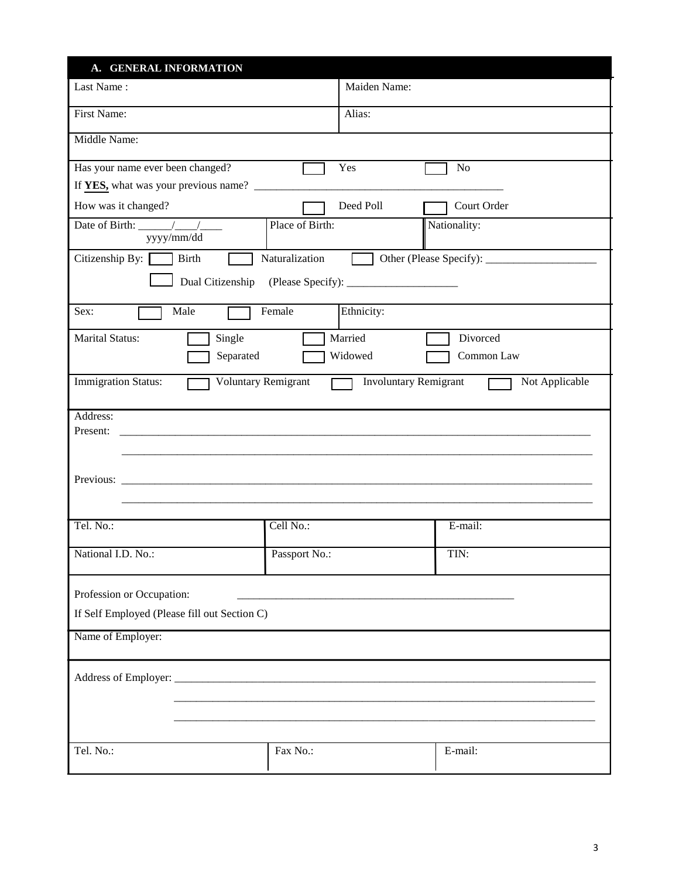## A. GENERAL INFORMATION

| | |
|---|---|
| Last Name : | Maiden Name: |
| First Name: | Alias: |
| Middle Name: | |

Has your name ever been changed? ☐ Yes ☐ No

If **YES,** what was your previous name? ____________________________________________

How was it changed? ☐ Deed Poll ☐ Court Order

| | | |
|---|---|---|
| Date of Birth: ______/____/____ yyyy/mm/dd | Place of Birth: | Nationality: |

Citizenship By: ☐ Birth ☐ Naturalization ☐ Other (Please Specify): ____________________

☐ Dual Citizenship (Please Specify): ____________________

Sex: ☐ Male ☐ Female | Ethnicity:

Marital Status: ☐ Single ☐ Married ☐ Divorced ☐ Separated ☐ Widowed ☐ Common Law

Immigration Status: ☐ Voluntary Remigrant ☐ Involuntary Remigrant ☐ Not Applicable

Address:

Present: ____________________________________________________________________________________

____________________________________________________________________________________

Previous: ____________________________________________________________________________________

____________________________________________________________________________________

| | | |
|---|---|---|
| Tel. No.: | Cell No.: | E-mail: |
| National I.D. No.: | Passport No.: | TIN: |

Profession or Occupation: __________________________________________________

If Self Employed (Please fill out Section C)

Name of Employer:

Address of Employer: ____________________________________________________________________________

____________________________________________________________________________

____________________________________________________________________________

| | | |
|---|---|---|
| Tel. No.: | Fax No.: | E-mail: |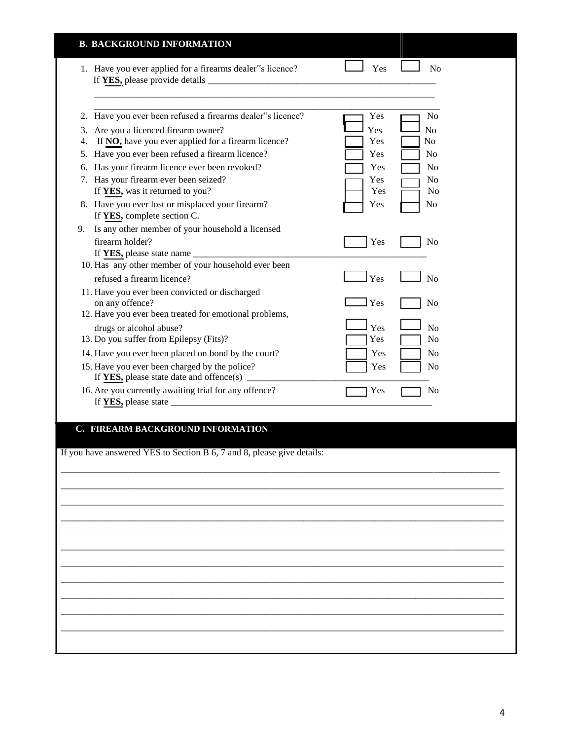## B. BACKGROUND INFORMATION

1. Have you ever applied for a firearms dealer‟s licence? ☐ Yes ☐ No
   If **YES,** please provide details ______________________________________________________
   ______________________________________________________________________________
   ______________________________________________________________________________
2. Have you ever been refused a firearms dealer‟s licence? ☐ Yes ☐ No
3. Are you a licenced firearm owner? ☐ Yes ☐ No
4. If **NO,** have you ever applied for a firearm licence? ☐ Yes ☐ No
5. Have you ever been refused a firearm licence? ☐ Yes ☐ No
6. Has your firearm licence ever been revoked? ☐ Yes ☐ No
7. Has your firearm ever been seized? ☐ Yes ☐ No
   If **YES,** was it returned to you? ☐ Yes ☐ No
8. Have you ever lost or misplaced your firearm? ☐ Yes ☐ No
   If **YES,** complete section C.
9. Is any other member of your household a licensed firearm holder? ☐ Yes ☐ No
   If **YES,** please state name ______________________________________________________
10. Has any other member of your household ever been refused a firearm licence? ☐ Yes ☐ No
11. Have you ever been convicted or discharged on any offence? ☐ Yes ☐ No
12. Have you ever been treated for emotional problems, drugs or alcohol abuse? ☐ Yes ☐ No
13. Do you suffer from Epilepsy (Fits)? ☐ Yes ☐ No
14. Have you ever been placed on bond by the court? ☐ Yes ☐ No
15. Have you ever been charged by the police? ☐ Yes ☐ No
    If **YES,** please state date and offence(s) ________________________________________
16. Are you currently awaiting trial for any offence? ☐ Yes ☐ No
    If **YES,** please state ____________________________________________________________

## C. FIREARM BACKGROUND INFORMATION

If you have answered YES to Section B 6, 7 and 8, please give details:

______________________________________________________________________________
______________________________________________________________________________
______________________________________________________________________________
______________________________________________________________________________
______________________________________________________________________________
______________________________________________________________________________
______________________________________________________________________________
______________________________________________________________________________
______________________________________________________________________________
______________________________________________________________________________
______________________________________________________________________________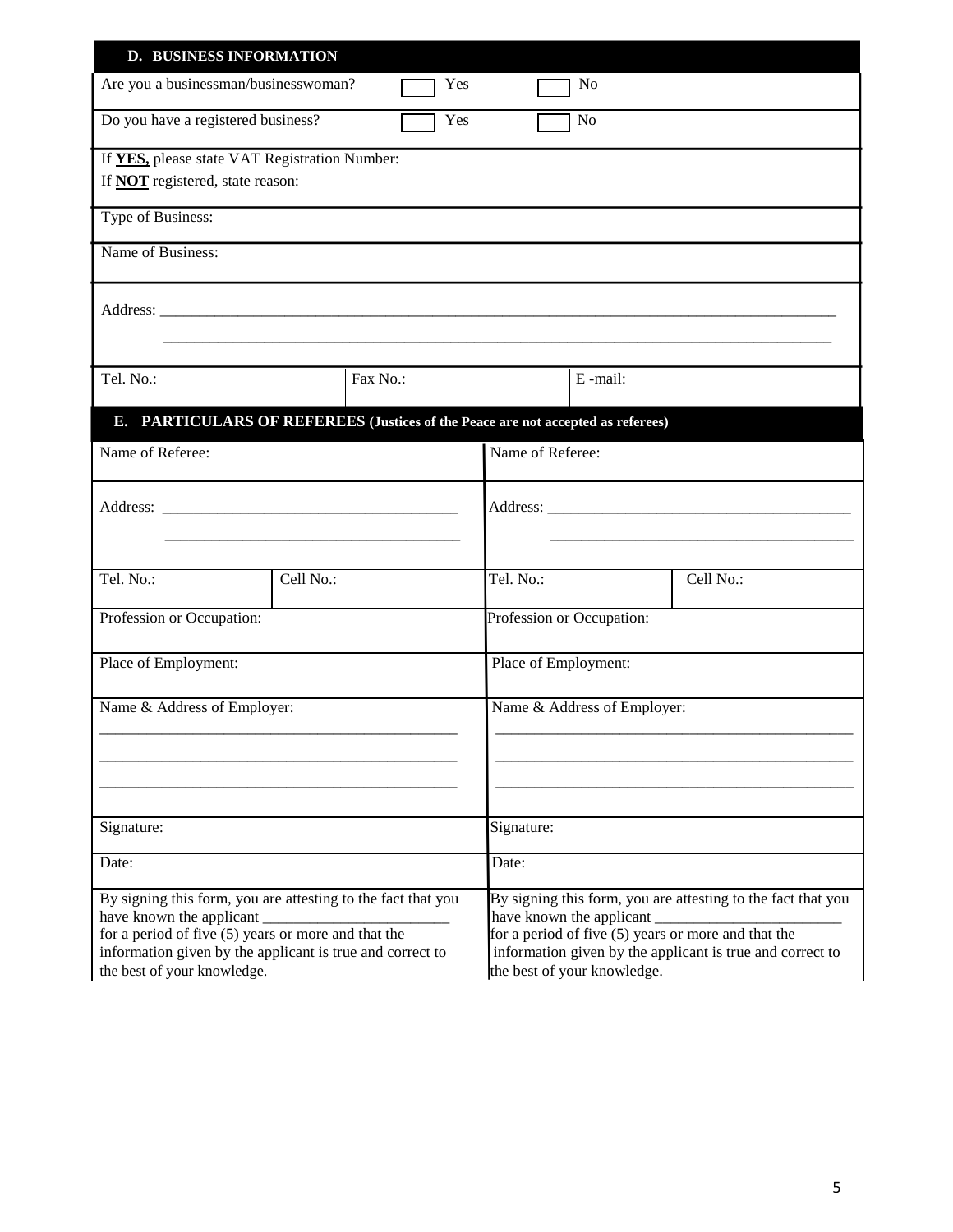## D. BUSINESS INFORMATION

| | | |
|---|---|---|
| Are you a businessman/businesswoman? | ☐ Yes | ☐ No |
| Do you have a registered business? | ☐ Yes | ☐ No |

If **YES,** please state VAT Registration Number:

If **NOT** registered, state reason:

Type of Business:

Name of Business:

Address: ___________________________________________________________________________________

___________________________________________________________________________________

| Tel. No.: | Fax No.: | E -mail: |
|---|---|---|

## E. PARTICULARS OF REFEREES (Justices of the Peace are not accepted as referees)

| | | | |
|---|---|---|---|
| Name of Referee: | | Name of Referee: | |
| Address: _____________________________________ _____________________________________ | | Address: _____________________________________ _____________________________________ | |
| Tel. No.: | Cell No.: | Tel. No.: | Cell No.: |
| Profession or Occupation: | | Profession or Occupation: | |
| Place of Employment: | | Place of Employment: | |
| Name & Address of Employer: _____________________________________ _____________________________________ _____________________________________ | | Name & Address of Employer: _____________________________________ _____________________________________ _____________________________________ | |
| Signature: | | Signature: | |
| Date: | | Date: | |
| By signing this form, you are attesting to the fact that you have known the applicant ________________________ for a period of five (5) years or more and that the information given by the applicant is true and correct to the best of your knowledge. | | By signing this form, you are attesting to the fact that you have known the applicant ________________________ for a period of five (5) years or more and that the information given by the applicant is true and correct to the best of your knowledge. | |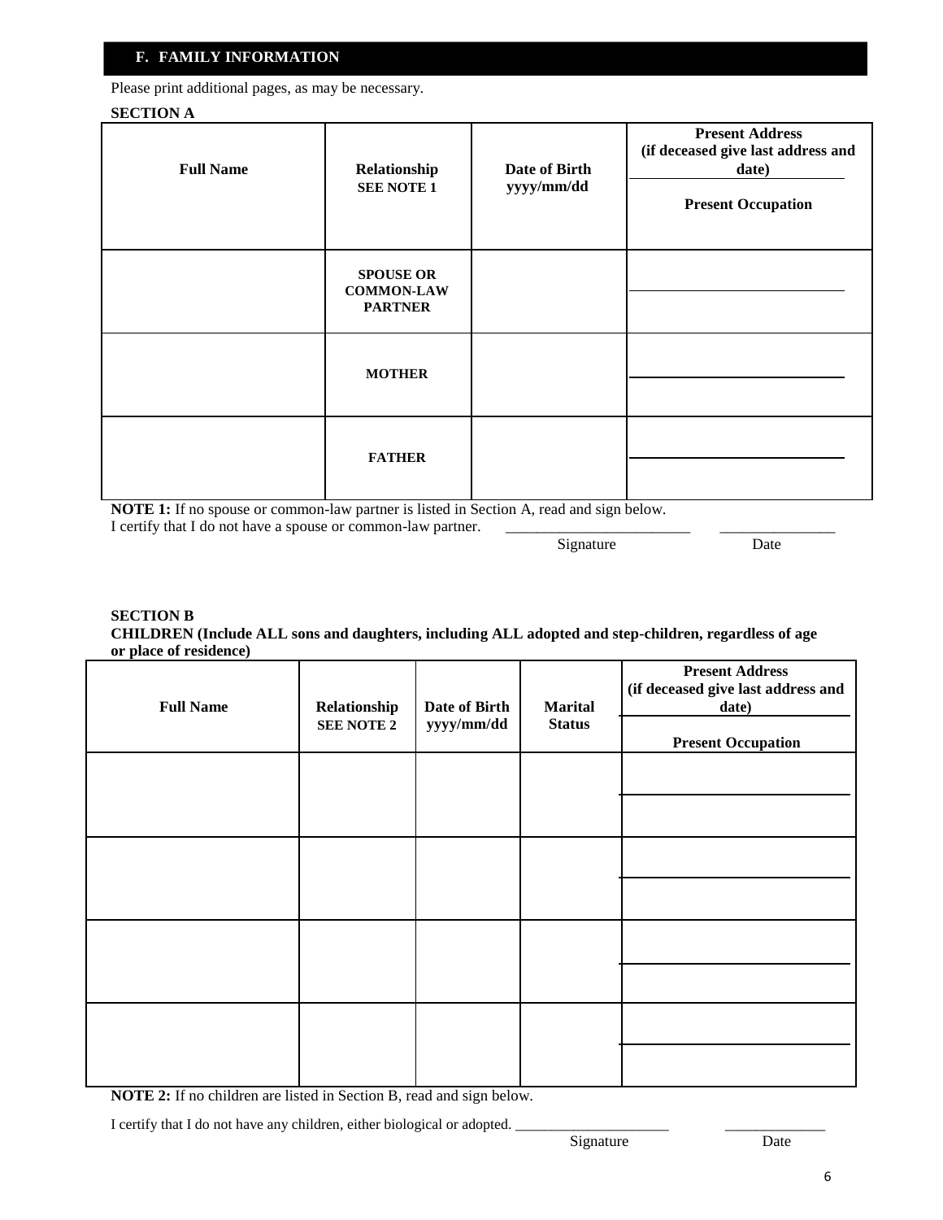## F. FAMILY INFORMATION

Please print additional pages, as may be necessary.

**SECTION A**

| **Full Name** | **Relationship** **SEE NOTE 1** | **Date of Birth** **yyyy/mm/dd** | **Present Address** **(if deceased give last address and date)** / **Present Occupation** |
|---|---|---|---|
| | **SPOUSE OR COMMON-LAW PARTNER** | | |
| | **MOTHER** | | |
| | **FATHER** | | |

**NOTE 1:** If no spouse or common-law partner is listed in Section A, read and sign below.

I certify that I do not have a spouse or common-law partner. ________________________ _______________

Signature Date

**SECTION B**

**CHILDREN (Include ALL sons and daughters, including ALL adopted and step-children, regardless of age or place of residence)**

| **Full Name** | **Relationship** **SEE NOTE 2** | **Date of Birth** **yyyy/mm/dd** | **Marital Status** | **Present Address** **(if deceased give last address and date)** / **Present Occupation** |
|---|---|---|---|---|
| | | | | |
| | | | | |
| | | | | |
| | | | | |

**NOTE 2:** If no children are listed in Section B, read and sign below.

I certify that I do not have any children, either biological or adopted. _____________________ _____________

Signature Date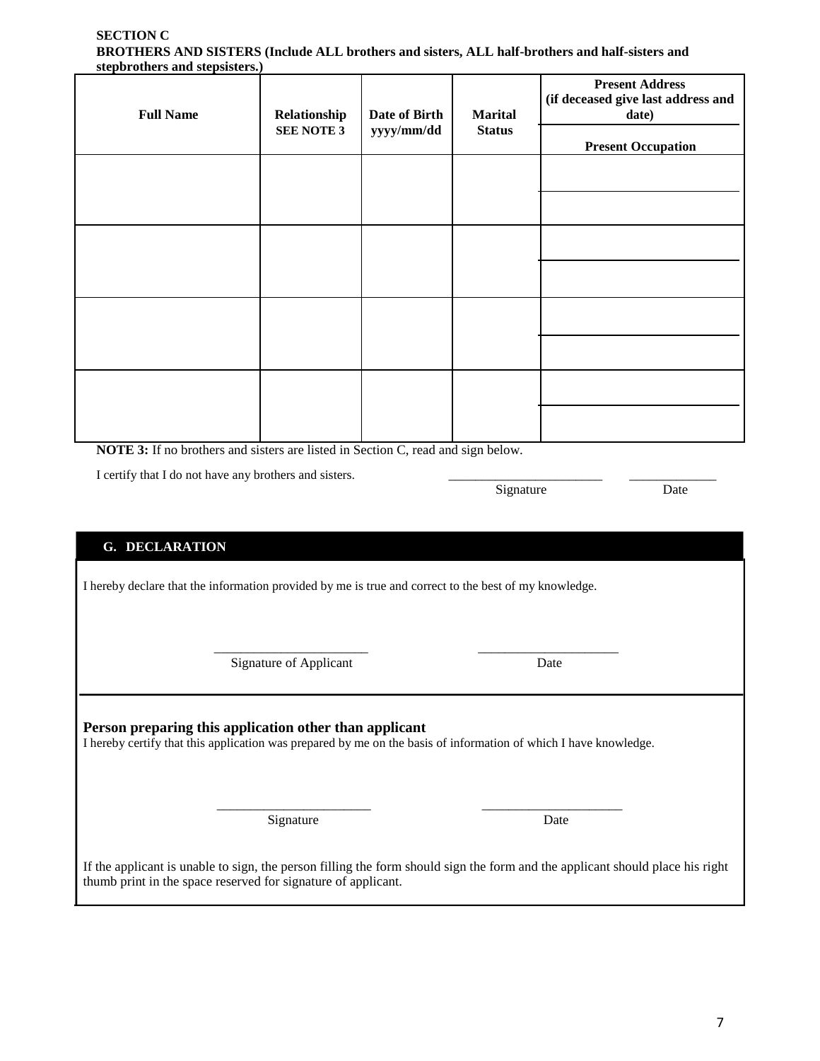**SECTION C**

**BROTHERS AND SISTERS (Include ALL brothers and sisters, ALL half-brothers and half-sisters and stepbrothers and stepsisters.)**

| Full Name | Relationship SEE NOTE 3 | Date of Birth yyyy/mm/dd | Marital Status | Present Address (if deceased give last address and date) / Present Occupation |
|---|---|---|---|---|
| | | | | |
| | | | | |
| | | | | |
| | | | | |

**NOTE 3:** If no brothers and sisters are listed in Section C, read and sign below.

I certify that I do not have any brothers and sisters.

_______________________ Signature

_____________ Date

## G. DECLARATION

I hereby declare that the information provided by me is true and correct to the best of my knowledge.

_______________________ Signature of Applicant

_____________________ Date

**Person preparing this application other than applicant**

I hereby certify that this application was prepared by me on the basis of information of which I have knowledge.

_______________________ Signature

_____________________ Date

If the applicant is unable to sign, the person filling the form should sign the form and the applicant should place his right thumb print in the space reserved for signature of applicant.